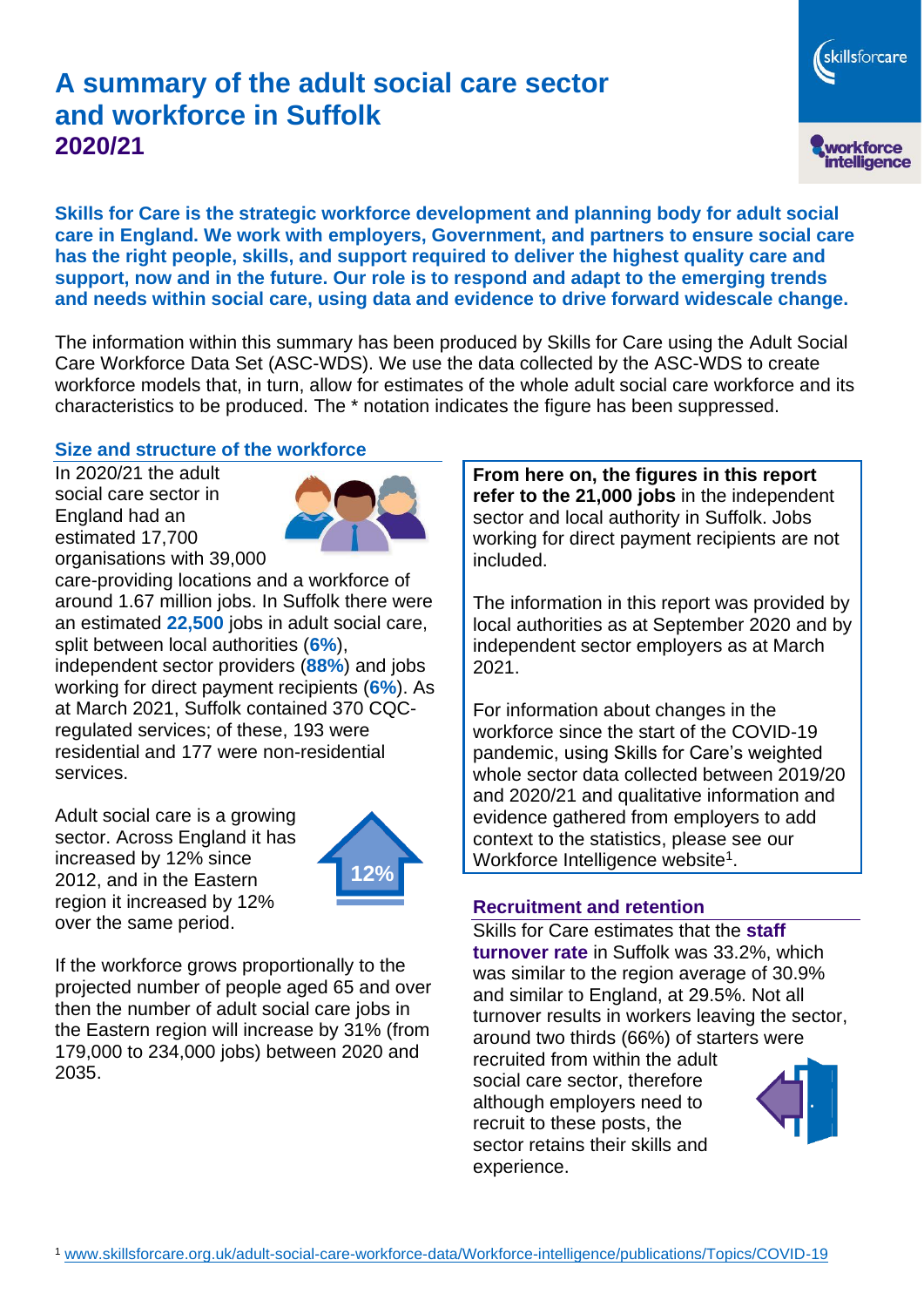# A summary of the adult social care sector and workforce in Suffolk

## 2020/21

**Skills for Care is the strategic workforce development and planning body for adult social care in England. We work with employers, Government, and partners to ensure social care has the right people, skills, and support required to deliver the highest quality care and support, now and in the future. Our role is to respond and adapt to the emerging trends and needs within social care, using data and evidence to drive forward widescale change.**

The information within this summary has been produced by Skills for Care using the Adult Social Care Workforce Data Set (ASC-WDS). We use the data collected by the ASC-WDS to create workforce models that, in turn, allow for estimates of the whole adult social care workforce and its characteristics to be produced. The * notation indicates the figure has been suppressed.

### Size and structure of the workforce

In 2020/21 the adult social care sector in England had an estimated 17,700 organisations with 39,000 care-providing locations and a workforce of around 1.67 million jobs. In Suffolk there were an estimated **22,500** jobs in adult social care, split between local authorities (**6%**), independent sector providers (**88%**) and jobs working for direct payment recipients (**6%**). As at March 2021, Suffolk contained 370 CQC-regulated services; of these, 193 were residential and 177 were non-residential services.

Adult social care is a growing sector. Across England it has increased by 12% since 2012, and in the Eastern region it increased by 12% over the same period.

12%

If the workforce grows proportionally to the projected number of people aged 65 and over then the number of adult social care jobs in the Eastern region will increase by 31% (from 179,000 to 234,000 jobs) between 2020 and 2035.

**From here on, the figures in this report refer to the 21,000 jobs** in the independent sector and local authority in Suffolk. Jobs working for direct payment recipients are not included.

The information in this report was provided by local authorities as at September 2020 and by independent sector employers as at March 2021.

For information about changes in the workforce since the start of the COVID-19 pandemic, using Skills for Care's weighted whole sector data collected between 2019/20 and 2020/21 and qualitative information and evidence gathered from employers to add context to the statistics, please see our Workforce Intelligence website[1].

### Recruitment and retention

Skills for Care estimates that the **staff turnover rate** in Suffolk was 33.2%, which was similar to the region average of 30.9% and similar to England, at 29.5%. Not all turnover results in workers leaving the sector, around two thirds (66%) of starters were recruited from within the adult social care sector, therefore although employers need to recruit to these posts, the sector retains their skills and experience.

[1] www.skillsforcare.org.uk/adult-social-care-workforce-data/Workforce-intelligence/publications/Topics/COVID-19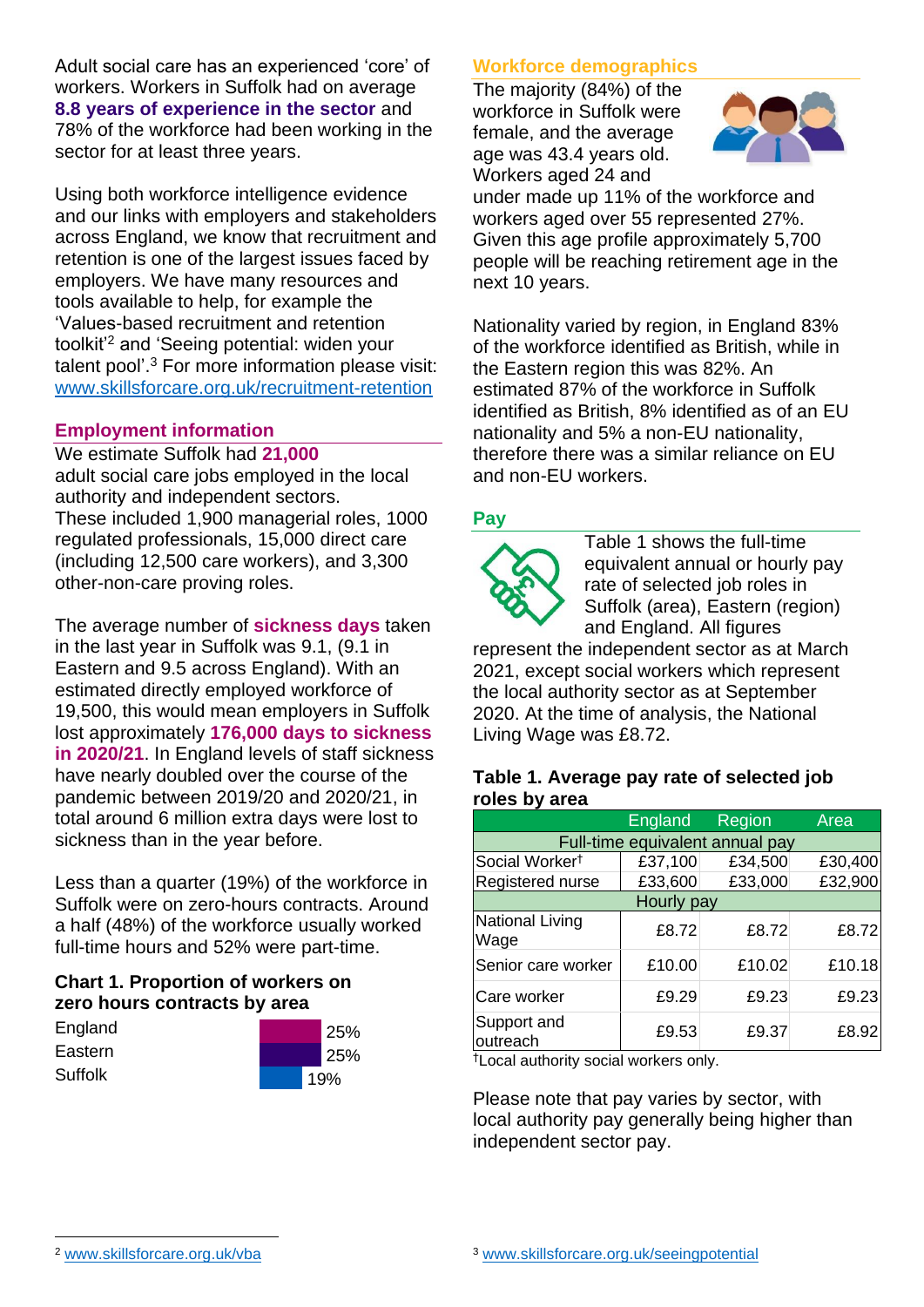Adult social care has an experienced 'core' of workers. Workers in Suffolk had on average **8.8 years of experience in the sector** and 78% of the workforce had been working in the sector for at least three years.

Using both workforce intelligence evidence and our links with employers and stakeholders across England, we know that recruitment and retention is one of the largest issues faced by employers. We have many resources and tools available to help, for example the 'Values-based recruitment and retention toolkit'[2] and 'Seeing potential: widen your talent pool'.[3] For more information please visit: www.skillsforcare.org.uk/recruitment-retention

## Employment information

We estimate Suffolk had **21,000** adult social care jobs employed in the local authority and independent sectors. These included 1,900 managerial roles, 1000 regulated professionals, 15,000 direct care (including 12,500 care workers), and 3,300 other-non-care proving roles.

The average number of **sickness days** taken in the last year in Suffolk was 9.1, (9.1 in Eastern and 9.5 across England). With an estimated directly employed workforce of 19,500, this would mean employers in Suffolk lost approximately **176,000 days to sickness in 2020/21**. In England levels of staff sickness have nearly doubled over the course of the pandemic between 2019/20 and 2020/21, in total around 6 million extra days were lost to sickness than in the year before.

Less than a quarter (19%) of the workforce in Suffolk were on zero-hours contracts. Around a half (48%) of the workforce usually worked full-time hours and 52% were part-time.

### Chart 1. Proportion of workers on zero hours contracts by area

| Area | Proportion |
|---|---|
| England | 25% |
| Eastern | 25% |
| Suffolk | 19% |

## Workforce demographics

The majority (84%) of the workforce in Suffolk were female, and the average age was 43.4 years old. Workers aged 24 and under made up 11% of the workforce and workers aged over 55 represented 27%. Given this age profile approximately 5,700 people will be reaching retirement age in the next 10 years.

Nationality varied by region, in England 83% of the workforce identified as British, while in the Eastern region this was 82%. An estimated 87% of the workforce in Suffolk identified as British, 8% identified as of an EU nationality and 5% a non-EU nationality, therefore there was a similar reliance on EU and non-EU workers.

## Pay

Table 1 shows the full-time equivalent annual or hourly pay rate of selected job roles in Suffolk (area), Eastern (region) and England. All figures represent the independent sector as at March 2021, except social workers which represent the local authority sector as at September 2020. At the time of analysis, the National Living Wage was £8.72.

### Table 1. Average pay rate of selected job roles by area

| | England | Region | Area |
|---|---|---|---|
| **Full-time equivalent annual pay** | | | |
| Social Worker† | £37,100 | £34,500 | £30,400 |
| Registered nurse | £33,600 | £33,000 | £32,900 |
| **Hourly pay** | | | |
| National Living Wage | £8.72 | £8.72 | £8.72 |
| Senior care worker | £10.00 | £10.02 | £10.18 |
| Care worker | £9.29 | £9.23 | £9.23 |
| Support and outreach | £9.53 | £9.37 | £8.92 |

†Local authority social workers only.

Please note that pay varies by sector, with local authority pay generally being higher than independent sector pay.

[2] www.skillsforcare.org.uk/vba

[3] www.skillsforcare.org.uk/seeingpotential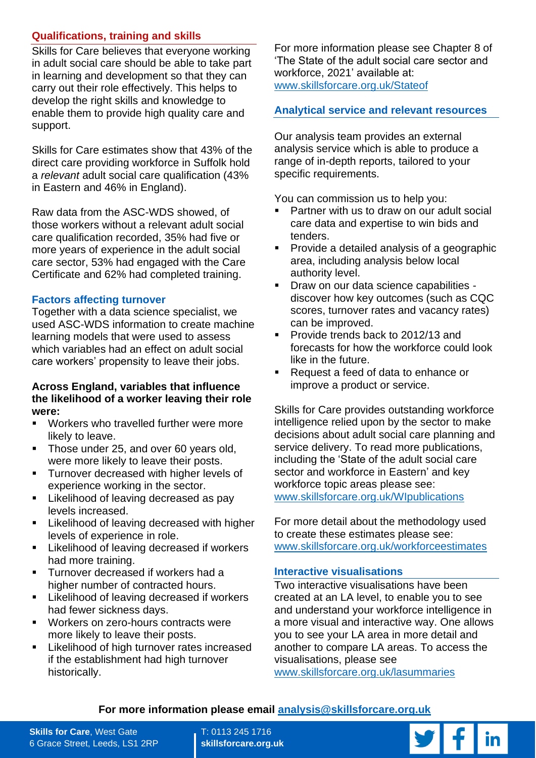## Qualifications, training and skills

Skills for Care believes that everyone working in adult social care should be able to take part in learning and development so that they can carry out their role effectively. This helps to develop the right skills and knowledge to enable them to provide high quality care and support.

Skills for Care estimates show that 43% of the direct care providing workforce in Suffolk hold a *relevant* adult social care qualification (43% in Eastern and 46% in England).

Raw data from the ASC-WDS showed, of those workers without a relevant adult social care qualification recorded, 35% had five or more years of experience in the adult social care sector, 53% had engaged with the Care Certificate and 62% had completed training.

## Factors affecting turnover

Together with a data science specialist, we used ASC-WDS information to create machine learning models that were used to assess which variables had an effect on adult social care workers' propensity to leave their jobs.

**Across England, variables that influence the likelihood of a worker leaving their role were:**

- Workers who travelled further were more likely to leave.
- Those under 25, and over 60 years old, were more likely to leave their posts.
- Turnover decreased with higher levels of experience working in the sector.
- Likelihood of leaving decreased as pay levels increased.
- Likelihood of leaving decreased with higher levels of experience in role.
- Likelihood of leaving decreased if workers had more training.
- Turnover decreased if workers had a higher number of contracted hours.
- Likelihood of leaving decreased if workers had fewer sickness days.
- Workers on zero-hours contracts were more likely to leave their posts.
- Likelihood of high turnover rates increased if the establishment had high turnover historically.

For more information please see Chapter 8 of 'The State of the adult social care sector and workforce, 2021' available at: www.skillsforcare.org.uk/Stateof

## Analytical service and relevant resources

Our analysis team provides an external analysis service which is able to produce a range of in-depth reports, tailored to your specific requirements.

You can commission us to help you:

- Partner with us to draw on our adult social care data and expertise to win bids and tenders.
- Provide a detailed analysis of a geographic area, including analysis below local authority level.
- Draw on our data science capabilities - discover how key outcomes (such as CQC scores, turnover rates and vacancy rates) can be improved.
- Provide trends back to 2012/13 and forecasts for how the workforce could look like in the future.
- Request a feed of data to enhance or improve a product or service.

Skills for Care provides outstanding workforce intelligence relied upon by the sector to make decisions about adult social care planning and service delivery. To read more publications, including the 'State of the adult social care sector and workforce in Eastern' and key workforce topic areas please see: www.skillsforcare.org.uk/WIpublications

For more detail about the methodology used to create these estimates please see: www.skillsforcare.org.uk/workforceestimates

## Interactive visualisations

Two interactive visualisations have been created at an LA level, to enable you to see and understand your workforce intelligence in a more visual and interactive way. One allows you to see your LA area in more detail and another to compare LA areas. To access the visualisations, please see www.skillsforcare.org.uk/lasummaries

**For more information please email analysis@skillsforcare.org.uk**

**Skills for Care**, West Gate
6 Grace Street, Leeds, LS1 2RP

T: 0113 245 1716
**skillsforcare.org.uk**